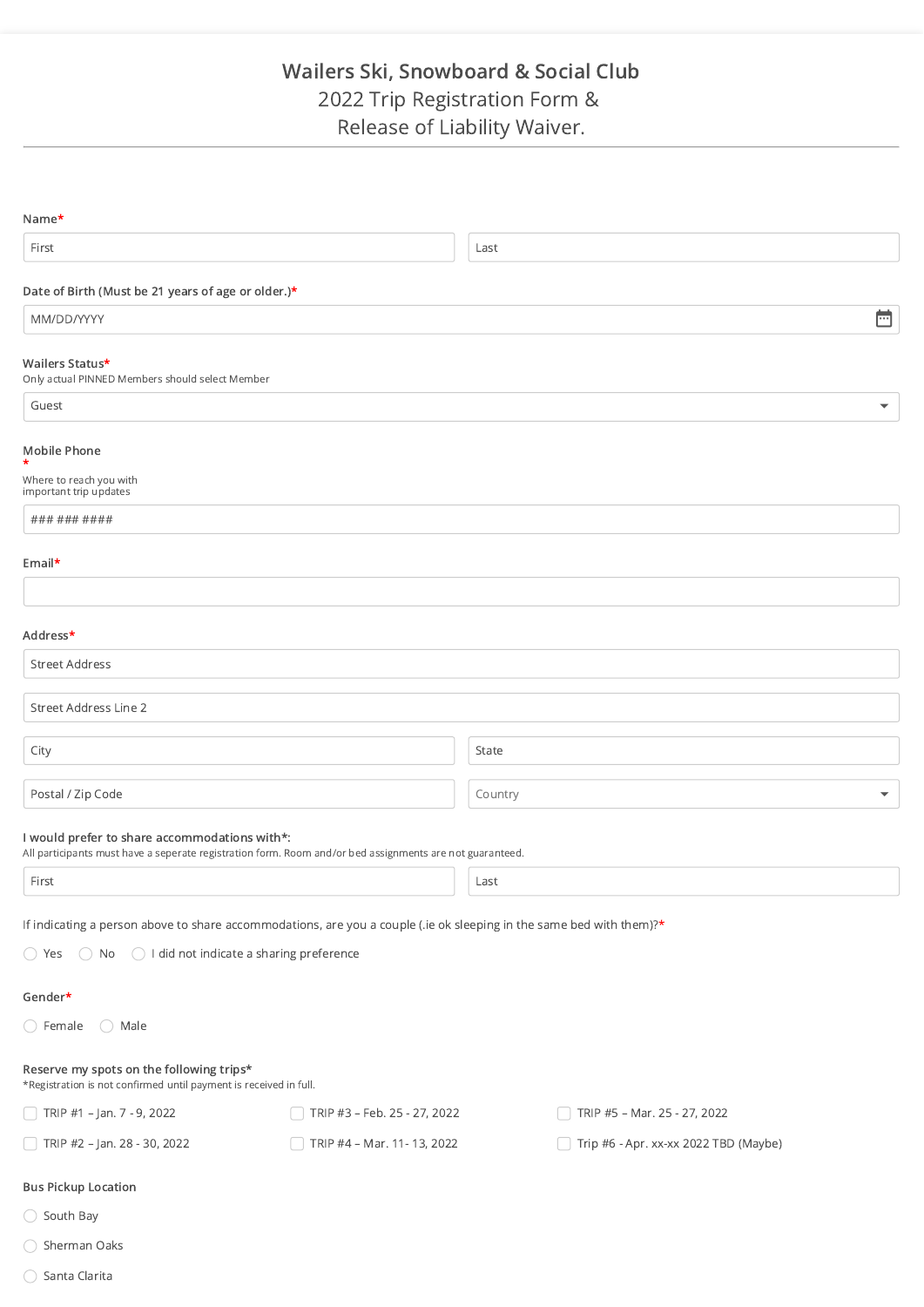# Wailers Ski, Snowboard & Social Club

## 2022 Trip Registration Form & Release of Liability Waiver.

**Name***

First | Last

**Date of Birth (Must be 21 years of age or older.)***

MM/DD/YYYY

**Wailers Status***

Only actual PINNED Members should select Member

Guest

**Mobile Phone***

Where to reach you with important trip updates

### ### ####

**Email***

**Address***

Street Address

Street Address Line 2

City | State

Postal / Zip Code | Country

**I would prefer to share accommodations with*:**

All participants must have a seperate registration form. Room and/or bed assignments are not guaranteed.

First | Last

If indicating a person above to share accommodations, are you a couple (.ie ok sleeping in the same bed with them)?*

- ○ Yes
- ○ No
- ○ I did not indicate a sharing preference

**Gender***

- ○ Female
- ○ Male

**Reserve my spots on the following trips***

*Registration is not confirmed until payment is received in full.

- ☐ TRIP #1 – Jan. 7 - 9, 2022
- ☐ TRIP #2 – Jan. 28 - 30, 2022
- ☐ TRIP #3 – Feb. 25 - 27, 2022
- ☐ TRIP #4 – Mar. 11- 13, 2022
- ☐ TRIP #5 – Mar. 25 - 27, 2022
- ☐ Trip #6 - Apr. xx-xx 2022 TBD (Maybe)

**Bus Pickup Location**

- ○ South Bay
- ○ Sherman Oaks
- ○ Santa Clarita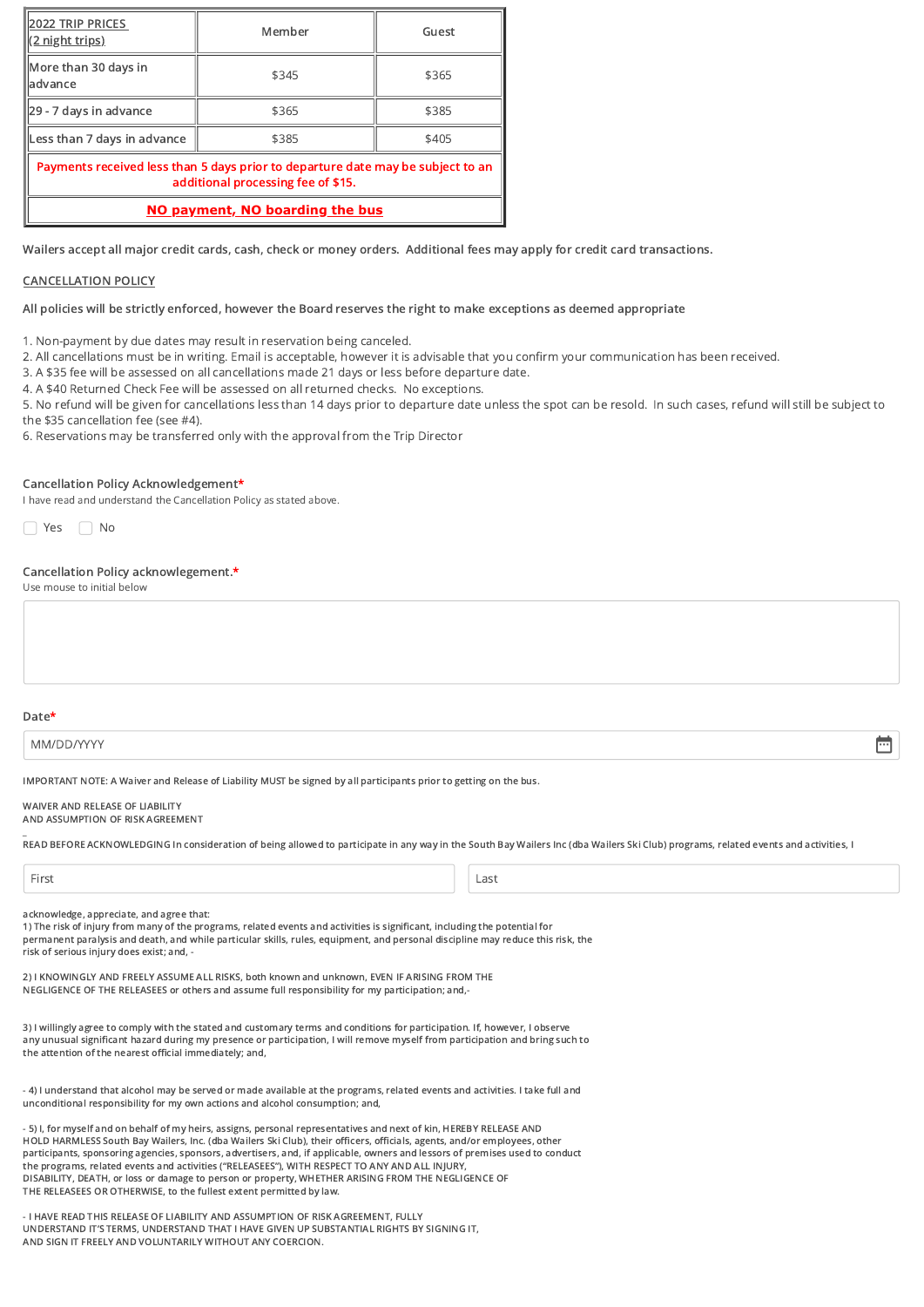| 2022 TRIP PRICES (2 night trips) | Member | Guest |
|---|---|---|
| More than 30 days in advance | $345 | $365 |
| 29 - 7 days in advance | $365 | $385 |
| Less than 7 days in advance | $385 | $405 |
| Payments received less than 5 days prior to departure date may be subject to an additional processing fee of $15. | | |
| **NO payment, NO boarding the bus** | | |

Wailers accept all major credit cards, cash, check or money orders. Additional fees may apply for credit card transactions.

CANCELLATION POLICY

All policies will be strictly enforced, however the Board reserves the right to make exceptions as deemed appropriate

1. Non-payment by due dates may result in reservation being canceled.
2. All cancellations must be in writing. Email is acceptable, however it is advisable that you confirm your communication has been received.
3. A $35 fee will be assessed on all cancellations made 21 days or less before departure date.
4. A $40 Returned Check Fee will be assessed on all returned checks. No exceptions.
5. No refund will be given for cancellations less than 14 days prior to departure date unless the spot can be resold. In such cases, refund will still be subject to the $35 cancellation fee (see #4).
6. Reservations may be transferred only with the approval from the Trip Director

Cancellation Policy Acknowledgement*

I have read and understand the Cancellation Policy as stated above.

☐ Yes ☐ No

Cancellation Policy acknowledgement.*

Use mouse to initial below

Date*

MM/DD/YYYY

IMPORTANT NOTE: A Waiver and Release of Liability MUST be signed by all participants prior to getting on the bus.

WAIVER AND RELEASE OF LIABILITY
AND ASSUMPTION OF RISK AGREEMENT

READ BEFORE ACKNOWLEDGING In consideration of being allowed to participate in any way in the South Bay Wailers Inc (dba Wailers Ski Club) programs, related events and activities, I

First | Last

acknowledge, appreciate, and agree that:

1) The risk of injury from many of the programs, related events and activities is significant, including the potential for permanent paralysis and death, and while particular skills, rules, equipment, and personal discipline may reduce this risk, the risk of serious injury does exist; and, -

2) I KNOWINGLY AND FREELY ASSUME ALL RISKS, both known and unknown, EVEN IF ARISING FROM THE NEGLIGENCE OF THE RELEASEES or others and assume full responsibility for my participation; and,-

3) I willingly agree to comply with the stated and customary terms and conditions for participation. If, however, I observe any unusual significant hazard during my presence or participation, I will remove myself from participation and bring such to the attention of the nearest official immediately; and,

- 4) I understand that alcohol may be served or made available at the programs, related events and activities. I take full and unconditional responsibility for my own actions and alcohol consumption; and,

- 5) I, for myself and on behalf of my heirs, assigns, personal representatives and next of kin, HEREBY RELEASE AND HOLD HARMLESS South Bay Wailers, Inc. (dba Wailers Ski Club), their officers, officials, agents, and/or employees, other participants, sponsoring agencies, sponsors, advertisers, and, if applicable, owners and lessors of premises used to conduct the programs, related events and activities ("RELEASEES"), WITH RESPECT TO ANY AND ALL INJURY, DISABILITY, DEATH, or loss or damage to person or property, WHETHER ARISING FROM THE NEGLIGENCE OF THE RELEASEES OR OTHERWISE, to the fullest extent permitted by law.

- I HAVE READ THIS RELEASE OF LIABILITY AND ASSUMPTION OF RISK AGREEMENT, FULLY UNDERSTAND IT'S TERMS, UNDERSTAND THAT I HAVE GIVEN UP SUBSTANTIAL RIGHTS BY SIGNING IT, AND SIGN IT FREELY AND VOLUNTARILY WITHOUT ANY COERCION.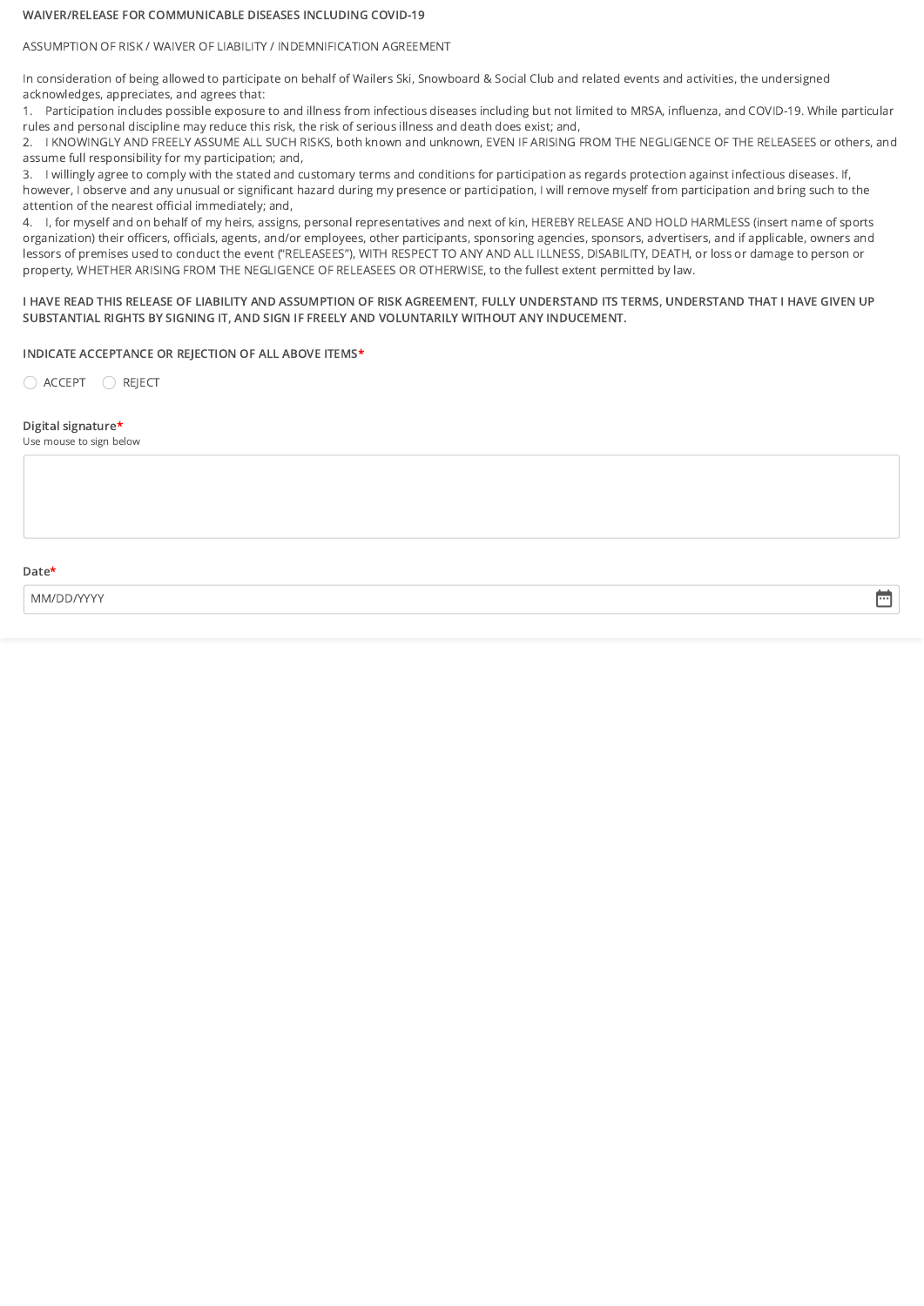## WAIVER/RELEASE FOR COMMUNICABLE DISEASES INCLUDING COVID-19

ASSUMPTION OF RISK / WAIVER OF LIABILITY / INDEMNIFICATION AGREEMENT

In consideration of being allowed to participate on behalf of Wailers Ski, Snowboard & Social Club and related events and activities, the undersigned acknowledges, appreciates, and agrees that:

1. Participation includes possible exposure to and illness from infectious diseases including but not limited to MRSA, influenza, and COVID-19. While particular rules and personal discipline may reduce this risk, the risk of serious illness and death does exist; and,
2. I KNOWINGLY AND FREELY ASSUME ALL SUCH RISKS, both known and unknown, EVEN IF ARISING FROM THE NEGLIGENCE OF THE RELEASEES or others, and assume full responsibility for my participation; and,
3. I willingly agree to comply with the stated and customary terms and conditions for participation as regards protection against infectious diseases. If, however, I observe and any unusual or significant hazard during my presence or participation, I will remove myself from participation and bring such to the attention of the nearest official immediately; and,
4. I, for myself and on behalf of my heirs, assigns, personal representatives and next of kin, HEREBY RELEASE AND HOLD HARMLESS (insert name of sports organization) their officers, officials, agents, and/or employees, other participants, sponsoring agencies, sponsors, advertisers, and if applicable, owners and lessors of premises used to conduct the event ("RELEASEES"), WITH RESPECT TO ANY AND ALL ILLNESS, DISABILITY, DEATH, or loss or damage to person or property, WHETHER ARISING FROM THE NEGLIGENCE OF RELEASEES OR OTHERWISE, to the fullest extent permitted by law.

**I HAVE READ THIS RELEASE OF LIABILITY AND ASSUMPTION OF RISK AGREEMENT, FULLY UNDERSTAND ITS TERMS, UNDERSTAND THAT I HAVE GIVEN UP SUBSTANTIAL RIGHTS BY SIGNING IT, AND SIGN IF FREELY AND VOLUNTARILY WITHOUT ANY INDUCEMENT.**

INDICATE ACCEPTANCE OR REJECTION OF ALL ABOVE ITEMS*

○ ACCEPT ○ REJECT

Digital signature*

Use mouse to sign below

Date*

MM/DD/YYYY